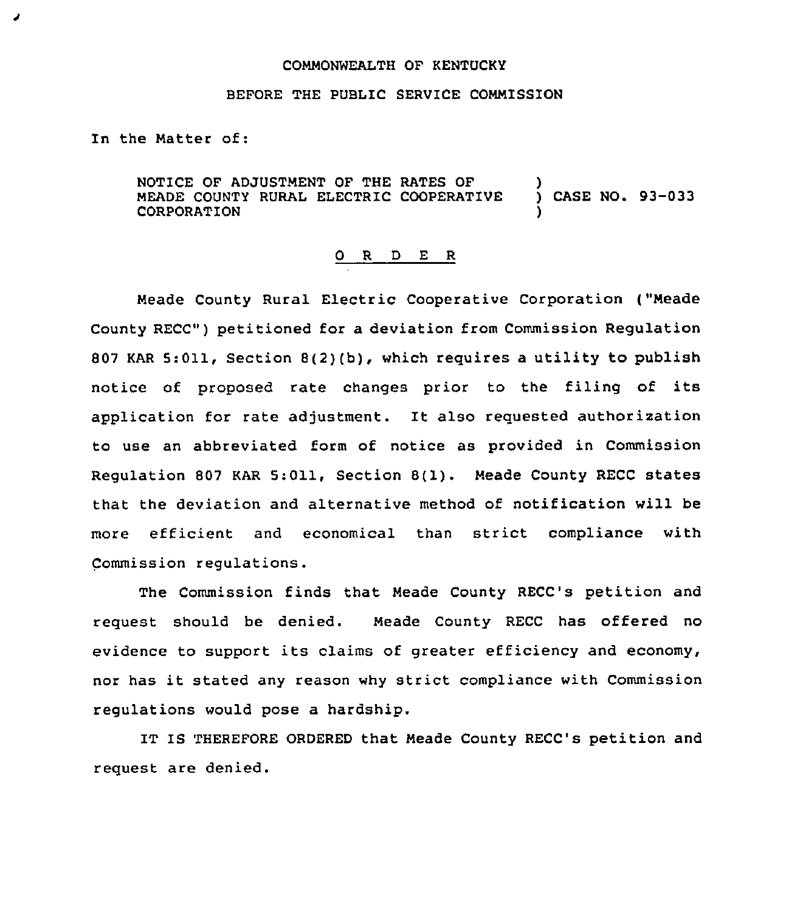COMMONWEALTH OF KENTUCKY

BEFORE THE PUBLIC SERVICE COMMISSION

In the Matter of:

NOTICE OF ADJUSTMENT OF THE RATES OF MEADE COUNTY RURAL ELECTRIC COOPERATIVE CORPORATION ) CASE NO. 93-033

# O R D E R

Meade County Rural Electric Cooperative Corporation ("Meade County RECC") petitioned for a deviation from Commission Regulation 807 KAR 5:011, Section 8(2)(b), which requires a utility to publish notice of proposed rate changes prior to the filing of its application for rate adjustment. It also requested authorization to use an abbreviated form of notice as provided in Commission Regulation 807 KAR 5:011, Section 8(1). Meade County RECC states that the deviation and alternative method of notification will be more efficient and economical than strict compliance with Commission regulations.

The Commission finds that Meade County RECC's petition and request should be denied. Meade County RECC has offered no evidence to support its claims of greater efficiency and economy, nor has it stated any reason why strict compliance with Commission regulations would pose a hardship.

IT IS THEREFORE ORDERED that Meade County RECC's petition and request are denied.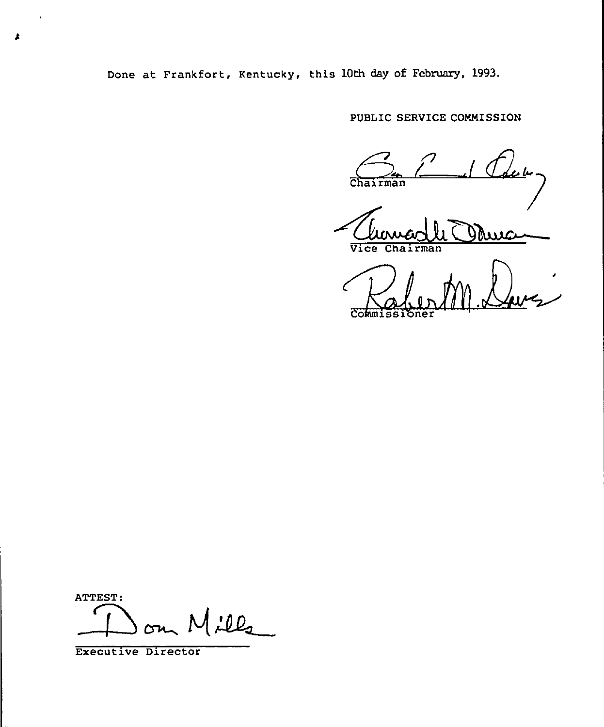Done at Frankfort, Kentucky, this 10th day of February, 1993.

PUBLIC SERVICE COMMISSION

Chairman

Vice Chairman

Commissioner

ATTEST:

Executive Director